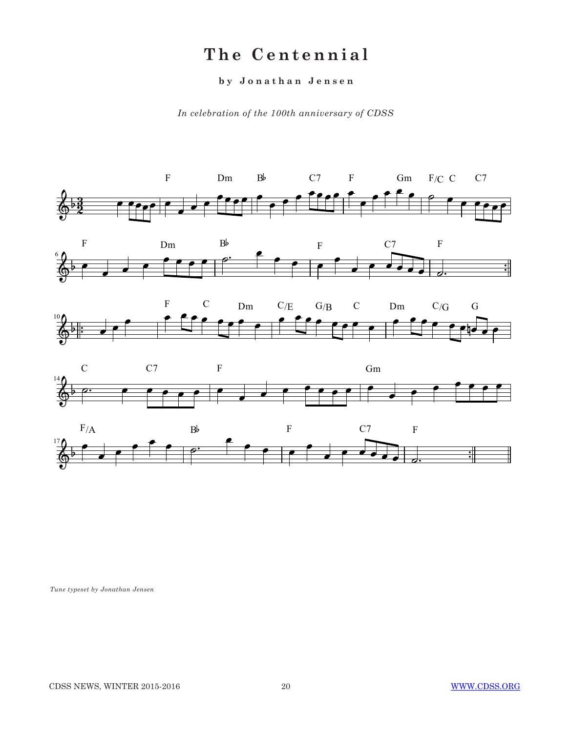# The Centennial

**by Jonathan Jensen**

*In celebration of the 100th anniversary of CDSS*

*Tune typeset by Jonathan Jensen*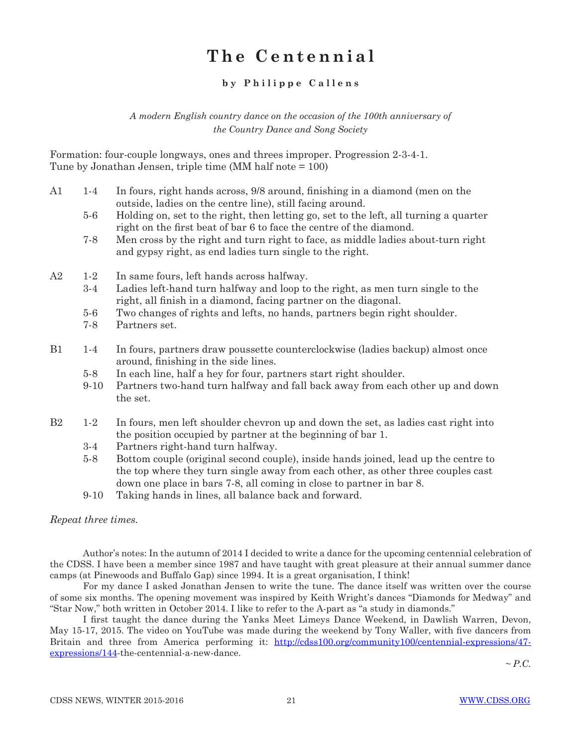# The Centennial

**by Philippe Callens**

*A modern English country dance on the occasion of the 100th anniversary of the Country Dance and Song Society*

Formation: four-couple longways, ones and threes improper. Progression 2-3-4-1.
Tune by Jonathan Jensen, triple time (MM half note = 100)

| | | |
|---|---|---|
| A1 | 1-4 | In fours, right hands across, 9/8 around, finishing in a diamond (men on the outside, ladies on the centre line), still facing around. |
| | 5-6 | Holding on, set to the right, then letting go, set to the left, all turning a quarter right on the first beat of bar 6 to face the centre of the diamond. |
| | 7-8 | Men cross by the right and turn right to face, as middle ladies about-turn right and gypsy right, as end ladies turn single to the right. |
| A2 | 1-2 | In same fours, left hands across halfway. |
| | 3-4 | Ladies left-hand turn halfway and loop to the right, as men turn single to the right, all finish in a diamond, facing partner on the diagonal. |
| | 5-6 | Two changes of rights and lefts, no hands, partners begin right shoulder. |
| | 7-8 | Partners set. |
| B1 | 1-4 | In fours, partners draw poussette counterclockwise (ladies backup) almost once around, finishing in the side lines. |
| | 5-8 | In each line, half a hey for four, partners start right shoulder. |
| | 9-10 | Partners two-hand turn halfway and fall back away from each other up and down the set. |
| B2 | 1-2 | In fours, men left shoulder chevron up and down the set, as ladies cast right into the position occupied by partner at the beginning of bar 1. |
| | 3-4 | Partners right-hand turn halfway. |
| | 5-8 | Bottom couple (original second couple), inside hands joined, lead up the centre to the top where they turn single away from each other, as other three couples cast down one place in bars 7-8, all coming in close to partner in bar 8. |
| | 9-10 | Taking hands in lines, all balance back and forward. |

*Repeat three times.*

Author's notes: In the autumn of 2014 I decided to write a dance for the upcoming centennial celebration of the CDSS. I have been a member since 1987 and have taught with great pleasure at their annual summer dance camps (at Pinewoods and Buffalo Gap) since 1994. It is a great organisation, I think!

For my dance I asked Jonathan Jensen to write the tune. The dance itself was written over the course of some six months. The opening movement was inspired by Keith Wright's dances "Diamonds for Medway" and "Star Now," both written in October 2014. I like to refer to the A-part as "a study in diamonds."

I first taught the dance during the Yanks Meet Limeys Dance Weekend, in Dawlish Warren, Devon, May 15-17, 2015. The video on YouTube was made during the weekend by Tony Waller, with five dancers from Britain and three from America performing it: http://cdss100.org/community100/centennial-expressions/47-expressions/144-the-centennial-a-new-dance.

*~ P.C.*